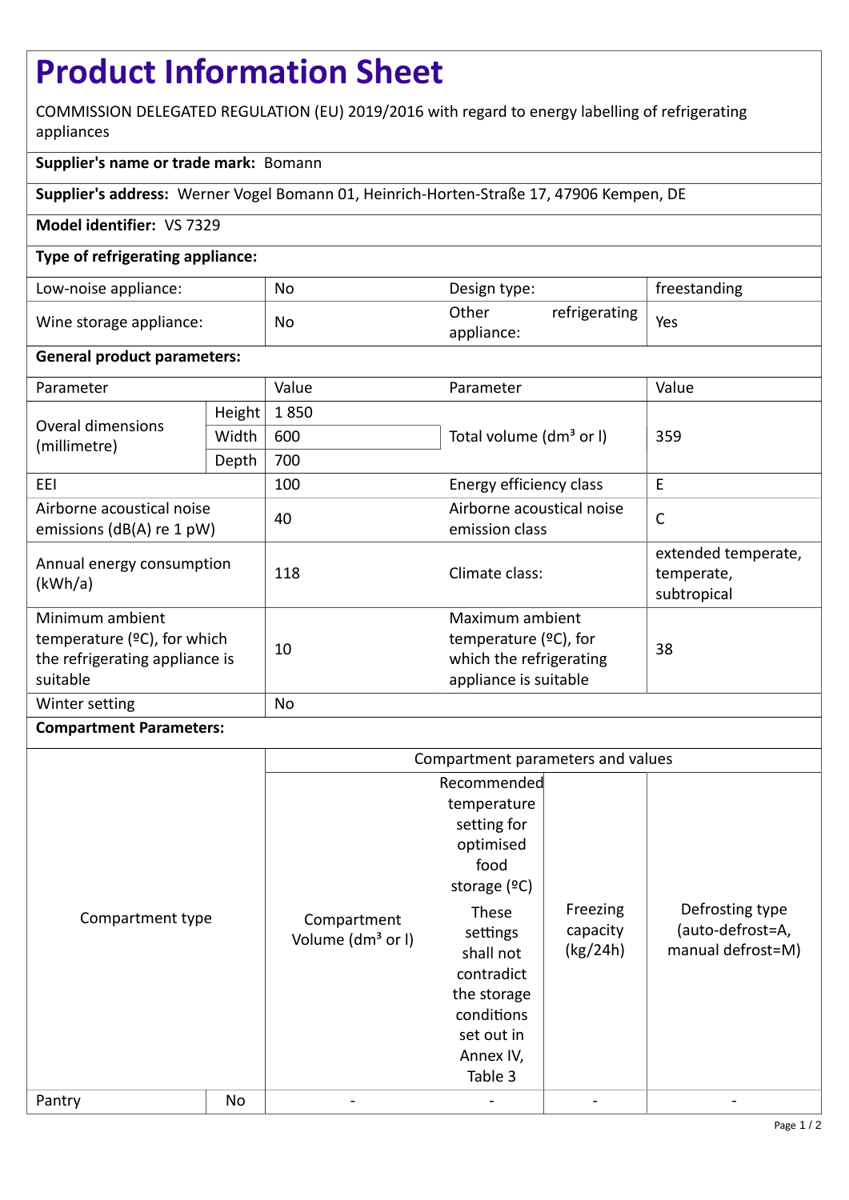# Product Information Sheet

COMMISSION DELEGATED REGULATION (EU) 2019/2016 with regard to energy labelling of refrigerating appliances

**Supplier's name or trade mark:** Bomann

**Supplier's address:** Werner Vogel Bomann 01, Heinrich-Horten-Straße 17, 47906 Kempen, DE

**Model identifier:** VS 7329

**Type of refrigerating appliance:**

| | | | |
|---|---|---|---|
| Low-noise appliance: | No | Design type: | freestanding |
| Wine storage appliance: | No | Other refrigerating appliance: | Yes |

**General product parameters:**

| Parameter | | Value | Parameter | Value |
|---|---|---|---|---|
| Overal dimensions (millimetre) | Height | 1 850 | Total volume (dm³ or l) | 359 |
| | Width | 600 | | |
| | Depth | 700 | | |
| EEI | | 100 | Energy efficiency class | E |
| Airborne acoustical noise emissions (dB(A) re 1 pW) | | 40 | Airborne acoustical noise emission class | C |
| Annual energy consumption (kWh/a) | | 118 | Climate class: | extended temperate, temperate, subtropical |
| Minimum ambient temperature (ºC), for which the refrigerating appliance is suitable | | 10 | Maximum ambient temperature (ºC), for which the refrigerating appliance is suitable | 38 |
| Winter setting | | No | | |

**Compartment Parameters:**

| Compartment type | | Compartment parameters and values | | | |
|---|---|---|---|---|---|
| | | Compartment Volume (dm³ or l) | Recommended temperature setting for optimised food storage (ºC) These settings shall not contradict the storage conditions set out in Annex IV, Table 3 | Freezing capacity (kg/24h) | Defrosting type (auto-defrost=A, manual defrost=M) |
| Pantry | No | - | - | - | - |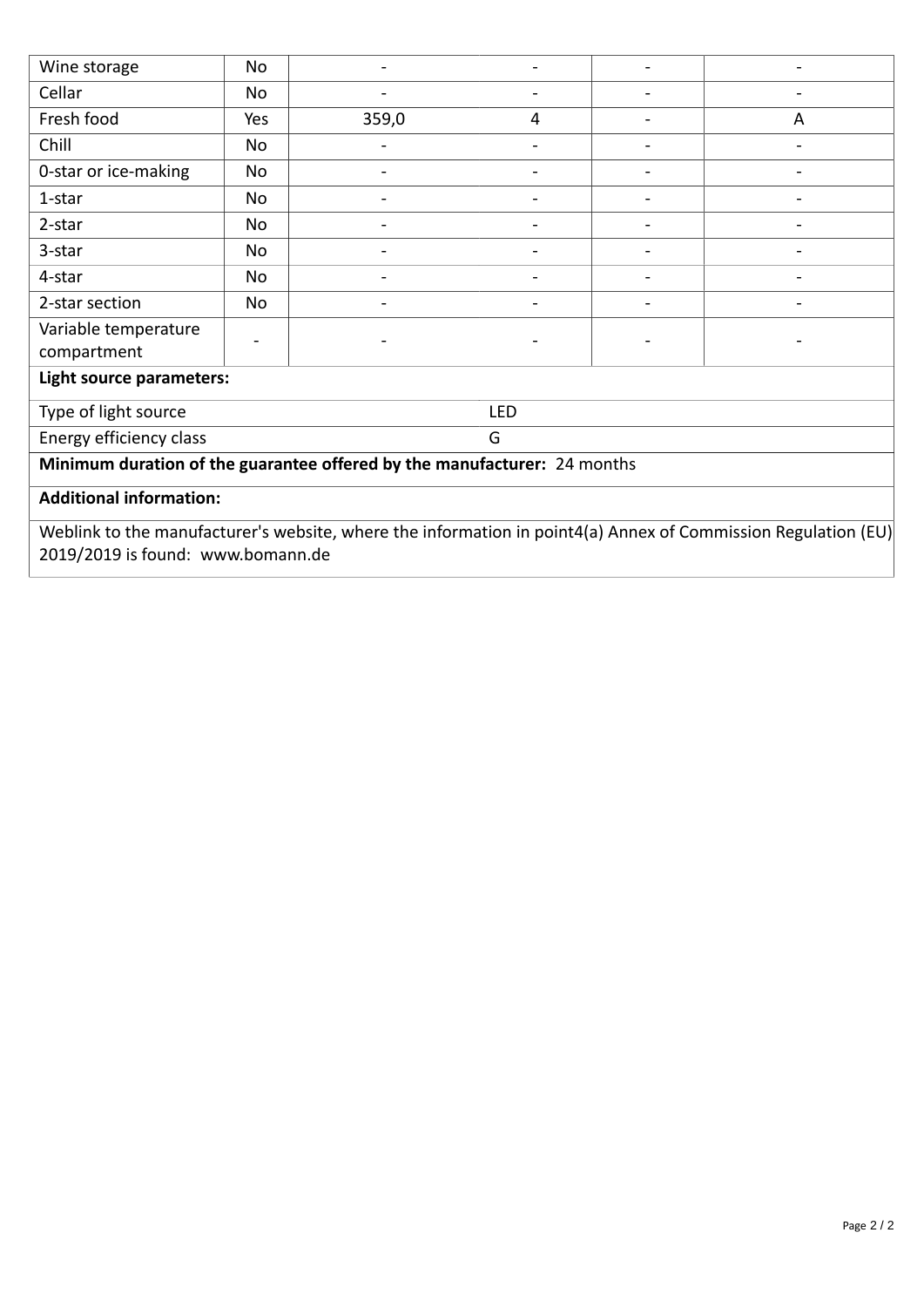| | | | | | |
|---|---|---|---|---|---|
| Wine storage | No | - | - | - | - |
| Cellar | No | - | - | - | - |
| Fresh food | Yes | 359,0 | 4 | - | A |
| Chill | No | - | - | - | - |
| 0-star or ice-making | No | - | - | - | - |
| 1-star | No | - | - | - | - |
| 2-star | No | - | - | - | - |
| 3-star | No | - | - | - | - |
| 4-star | No | - | - | - | - |
| 2-star section | No | - | - | - | - |
| Variable temperature compartment | - | - | - | - | - |

**Light source parameters:**

| | |
|---|---|
| Type of light source | LED |
| Energy efficiency class | G |

**Minimum duration of the guarantee offered by the manufacturer:** 24 months

**Additional information:**

Weblink to the manufacturer's website, where the information in point4(a) Annex of Commission Regulation (EU) 2019/2019 is found: www.bomann.de